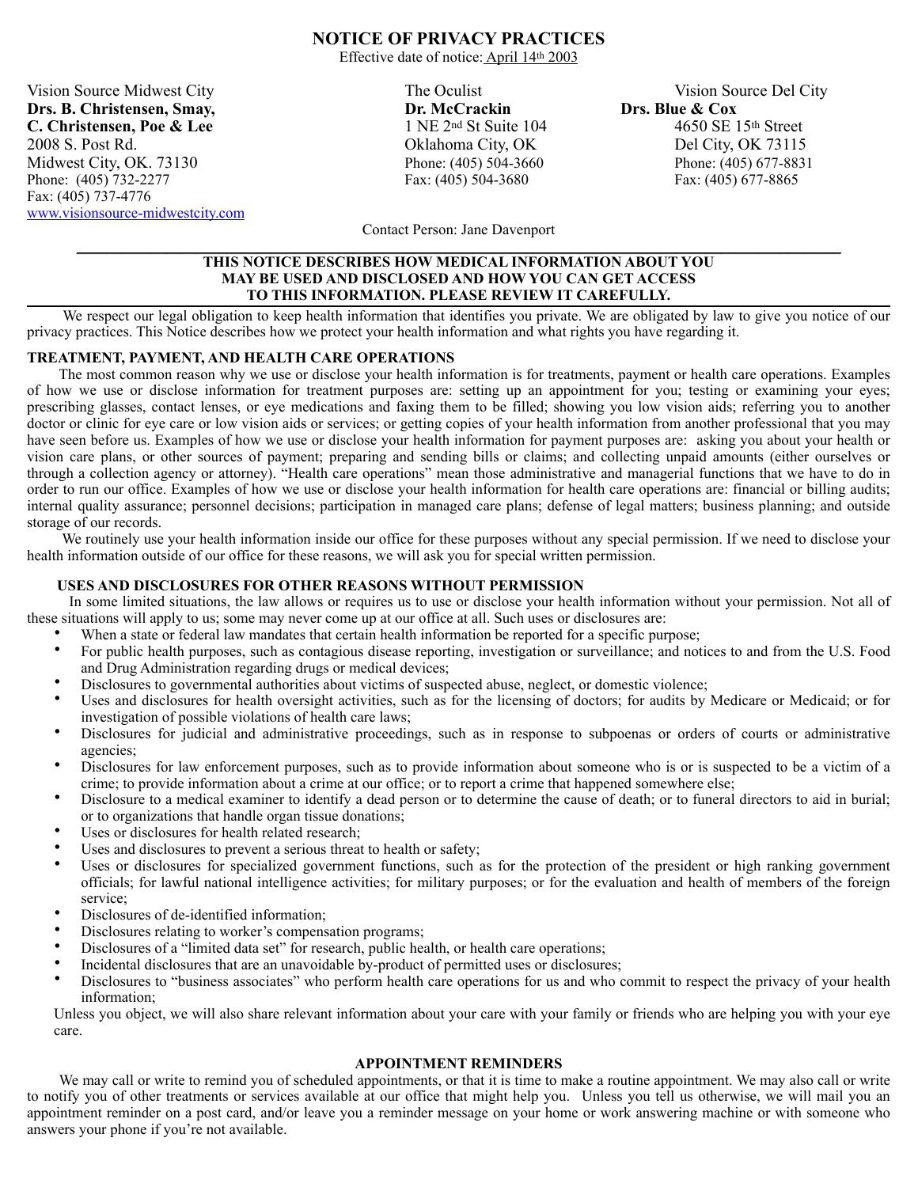# NOTICE OF PRIVACY PRACTICES

Effective date of notice: April 14th 2003

Vision Source Midwest City
**Drs. B. Christensen, Smay, C. Christensen, Poe & Lee**
2008 S. Post Rd.
Midwest City, OK. 73130
Phone: (405) 732-2277
Fax: (405) 737-4776
www.visionsource-midwestcity.com

The Oculist
**Dr. McCrackin**
1 NE 2nd St Suite 104
Oklahoma City, OK
Phone: (405) 504-3660
Fax: (405) 504-3680

Vision Source Del City
**Drs. Blue & Cox**
4650 SE 15th Street
Del City, OK 73115
Phone: (405) 677-8831
Fax: (405) 677-8865

Contact Person: Jane Davenport

---

**THIS NOTICE DESCRIBES HOW MEDICAL INFORMATION ABOUT YOU MAY BE USED AND DISCLOSED AND HOW YOU CAN GET ACCESS TO THIS INFORMATION. PLEASE REVIEW IT CAREFULLY.**

---

We respect our legal obligation to keep health information that identifies you private. We are obligated by law to give you notice of our privacy practices. This Notice describes how we protect your health information and what rights you have regarding it.

## TREATMENT, PAYMENT, AND HEALTH CARE OPERATIONS

The most common reason why we use or disclose your health information is for treatments, payment or health care operations. Examples of how we use or disclose information for treatment purposes are: setting up an appointment for you; testing or examining your eyes; prescribing glasses, contact lenses, or eye medications and faxing them to be filled; showing you low vision aids; referring you to another doctor or clinic for eye care or low vision aids or services; or getting copies of your health information from another professional that you may have seen before us. Examples of how we use or disclose your health information for payment purposes are: asking you about your health or vision care plans, or other sources of payment; preparing and sending bills or claims; and collecting unpaid amounts (either ourselves or through a collection agency or attorney). "Health care operations" mean those administrative and managerial functions that we have to do in order to run our office. Examples of how we use or disclose your health information for health care operations are: financial or billing audits; internal quality assurance; personnel decisions; participation in managed care plans; defense of legal matters; business planning; and outside storage of our records.

We routinely use your health information inside our office for these purposes without any special permission. If we need to disclose your health information outside of our office for these reasons, we will ask you for special written permission.

## USES AND DISCLOSURES FOR OTHER REASONS WITHOUT PERMISSION

In some limited situations, the law allows or requires us to use or disclose your health information without your permission. Not all of these situations will apply to us; some may never come up at our office at all. Such uses or disclosures are:

- When a state or federal law mandates that certain health information be reported for a specific purpose;
- For public health purposes, such as contagious disease reporting, investigation or surveillance; and notices to and from the U.S. Food and Drug Administration regarding drugs or medical devices;
- Disclosures to governmental authorities about victims of suspected abuse, neglect, or domestic violence;
- Uses and disclosures for health oversight activities, such as for the licensing of doctors; for audits by Medicare or Medicaid; or for investigation of possible violations of health care laws;
- Disclosures for judicial and administrative proceedings, such as in response to subpoenas or orders of courts or administrative agencies;
- Disclosures for law enforcement purposes, such as to provide information about someone who is or is suspected to be a victim of a crime; to provide information about a crime at our office; or to report a crime that happened somewhere else;
- Disclosure to a medical examiner to identify a dead person or to determine the cause of death; or to funeral directors to aid in burial; or to organizations that handle organ tissue donations;
- Uses or disclosures for health related research;
- Uses and disclosures to prevent a serious threat to health or safety;
- Uses or disclosures for specialized government functions, such as for the protection of the president or high ranking government officials; for lawful national intelligence activities; for military purposes; or for the evaluation and health of members of the foreign service;
- Disclosures of de-identified information;
- Disclosures relating to worker's compensation programs;
- Disclosures of a "limited data set" for research, public health, or health care operations;
- Incidental disclosures that are an unavoidable by-product of permitted uses or disclosures;
- Disclosures to "business associates" who perform health care operations for us and who commit to respect the privacy of your health information;

Unless you object, we will also share relevant information about your care with your family or friends who are helping you with your eye care.

## APPOINTMENT REMINDERS

We may call or write to remind you of scheduled appointments, or that it is time to make a routine appointment. We may also call or write to notify you of other treatments or services available at our office that might help you. Unless you tell us otherwise, we will mail you an appointment reminder on a post card, and/or leave you a reminder message on your home or work answering machine or with someone who answers your phone if you're not available.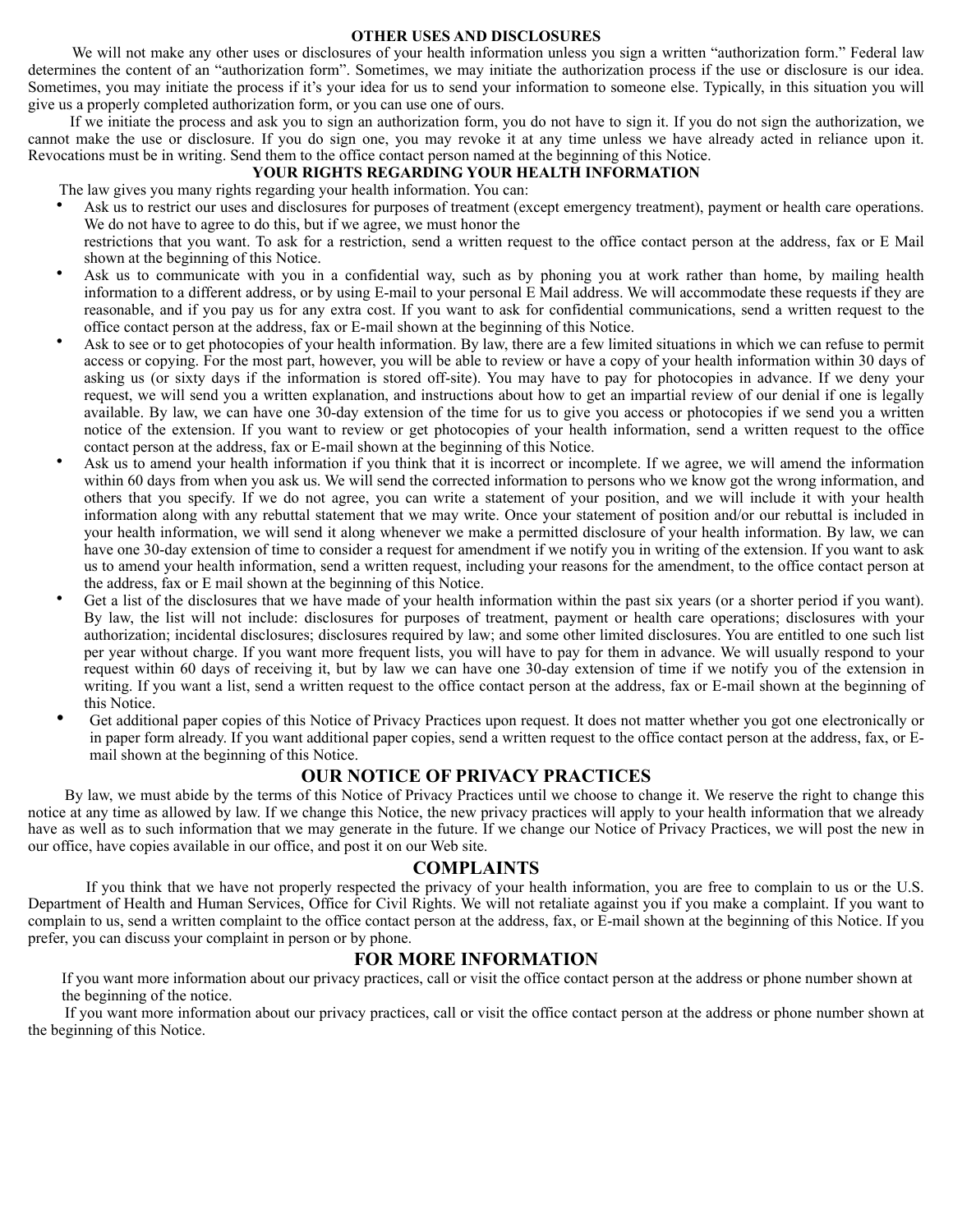### OTHER USES AND DISCLOSURES

We will not make any other uses or disclosures of your health information unless you sign a written "authorization form." Federal law determines the content of an "authorization form". Sometimes, we may initiate the authorization process if the use or disclosure is our idea. Sometimes, you may initiate the process if it's your idea for us to send your information to someone else. Typically, in this situation you will give us a properly completed authorization form, or you can use one of ours.

If we initiate the process and ask you to sign an authorization form, you do not have to sign it. If you do not sign the authorization, we cannot make the use or disclosure. If you do sign one, you may revoke it at any time unless we have already acted in reliance upon it. Revocations must be in writing. Send them to the office contact person named at the beginning of this Notice.

### YOUR RIGHTS REGARDING YOUR HEALTH INFORMATION

The law gives you many rights regarding your health information. You can:

- Ask us to restrict our uses and disclosures for purposes of treatment (except emergency treatment), payment or health care operations. We do not have to agree to do this, but if we agree, we must honor the restrictions that you want. To ask for a restriction, send a written request to the office contact person at the address, fax or E Mail shown at the beginning of this Notice.
- Ask us to communicate with you in a confidential way, such as by phoning you at work rather than home, by mailing health information to a different address, or by using E-mail to your personal E Mail address. We will accommodate these requests if they are reasonable, and if you pay us for any extra cost. If you want to ask for confidential communications, send a written request to the office contact person at the address, fax or E-mail shown at the beginning of this Notice.
- Ask to see or to get photocopies of your health information. By law, there are a few limited situations in which we can refuse to permit access or copying. For the most part, however, you will be able to review or have a copy of your health information within 30 days of asking us (or sixty days if the information is stored off-site). You may have to pay for photocopies in advance. If we deny your request, we will send you a written explanation, and instructions about how to get an impartial review of our denial if one is legally available. By law, we can have one 30-day extension of the time for us to give you access or photocopies if we send you a written notice of the extension. If you want to review or get photocopies of your health information, send a written request to the office contact person at the address, fax or E-mail shown at the beginning of this Notice.
- Ask us to amend your health information if you think that it is incorrect or incomplete. If we agree, we will amend the information within 60 days from when you ask us. We will send the corrected information to persons who we know got the wrong information, and others that you specify. If we do not agree, you can write a statement of your position, and we will include it with your health information along with any rebuttal statement that we may write. Once your statement of position and/or our rebuttal is included in your health information, we will send it along whenever we make a permitted disclosure of your health information. By law, we can have one 30-day extension of time to consider a request for amendment if we notify you in writing of the extension. If you want to ask us to amend your health information, send a written request, including your reasons for the amendment, to the office contact person at the address, fax or E mail shown at the beginning of this Notice.
- Get a list of the disclosures that we have made of your health information within the past six years (or a shorter period if you want). By law, the list will not include: disclosures for purposes of treatment, payment or health care operations; disclosures with your authorization; incidental disclosures; disclosures required by law; and some other limited disclosures. You are entitled to one such list per year without charge. If you want more frequent lists, you will have to pay for them in advance. We will usually respond to your request within 60 days of receiving it, but by law we can have one 30-day extension of time if we notify you of the extension in writing. If you want a list, send a written request to the office contact person at the address, fax or E-mail shown at the beginning of this Notice.
- Get additional paper copies of this Notice of Privacy Practices upon request. It does not matter whether you got one electronically or in paper form already. If you want additional paper copies, send a written request to the office contact person at the address, fax, or E-mail shown at the beginning of this Notice.

## OUR NOTICE OF PRIVACY PRACTICES

By law, we must abide by the terms of this Notice of Privacy Practices until we choose to change it. We reserve the right to change this notice at any time as allowed by law. If we change this Notice, the new privacy practices will apply to your health information that we already have as well as to such information that we may generate in the future. If we change our Notice of Privacy Practices, we will post the new in our office, have copies available in our office, and post it on our Web site.

## COMPLAINTS

If you think that we have not properly respected the privacy of your health information, you are free to complain to us or the U.S. Department of Health and Human Services, Office for Civil Rights. We will not retaliate against you if you make a complaint. If you want to complain to us, send a written complaint to the office contact person at the address, fax, or E-mail shown at the beginning of this Notice. If you prefer, you can discuss your complaint in person or by phone.

## FOR MORE INFORMATION

If you want more information about our privacy practices, call or visit the office contact person at the address or phone number shown at the beginning of the notice.

If you want more information about our privacy practices, call or visit the office contact person at the address or phone number shown at the beginning of this Notice.